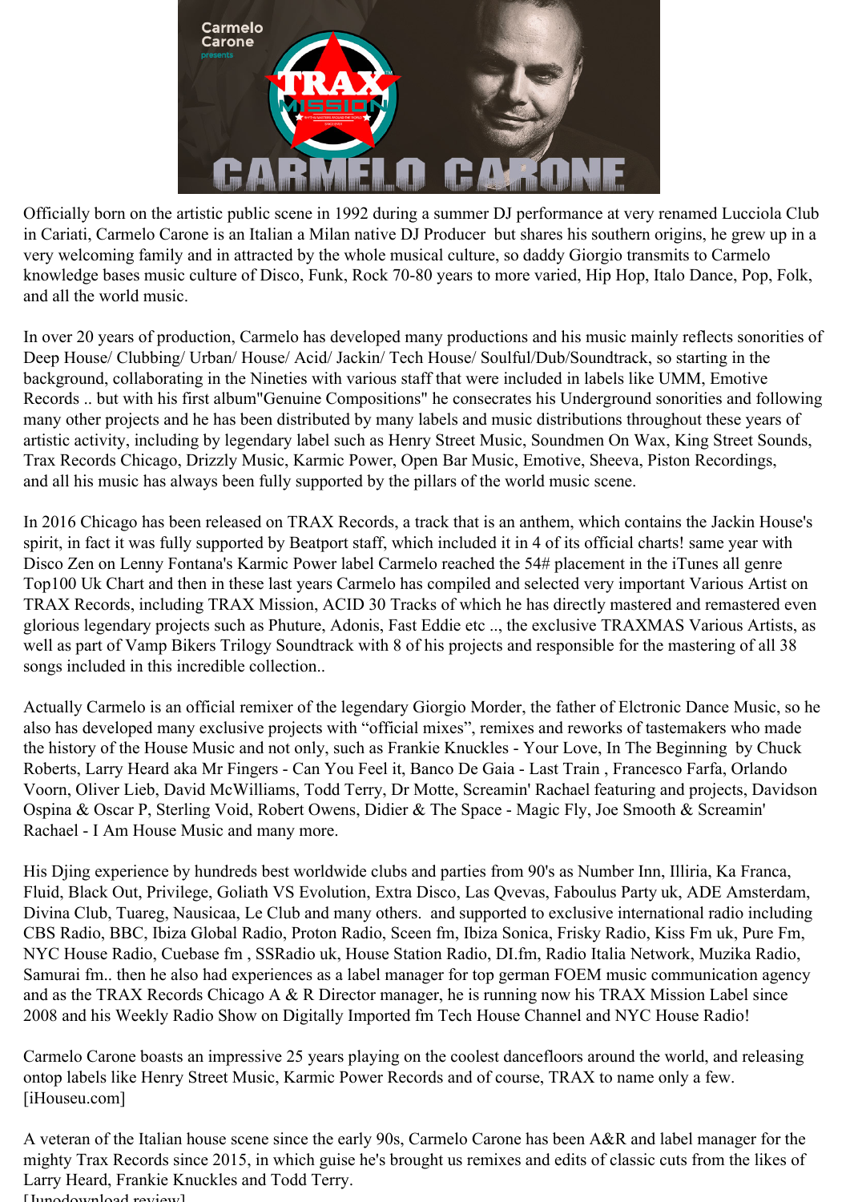Officially born on the artistic public scene in 1992 during a summer DJ performance at very renamed Lucciola Club in Cariati, Carmelo Carone is an Italian a Milan native DJ Producer but shares his southern origins, he grew up in a very welcoming family and in attracted by the whole musical culture, so daddy Giorgio transmits to Carmelo knowledge bases music culture of Disco, Funk, Rock 70-80 years to more varied, Hip Hop, Italo Dance, Pop, Folk, and all the world music.

In over 20 years of production, Carmelo has developed many productions and his music mainly reflects sonorities of Deep House/ Clubbing/ Urban/ House/ Acid/ Jackin/ Tech House/ Soulful/Dub/Soundtrack, so starting in the background, collaborating in the Nineties with various staff that were included in labels like UMM, Emotive Records .. but with his first album"Genuine Compositions" he consecrates his Underground sonorities and following many other projects and he has been distributed by many labels and music distributions throughout these years of artistic activity, including by legendary label such as Henry Street Music, Soundmen On Wax, King Street Sounds, Trax Records Chicago, Drizzly Music, Karmic Power, Open Bar Music, Emotive, Sheeva, Piston Recordings, and all his music has always been fully supported by the pillars of the world music scene.

In 2016 Chicago has been released on TRAX Records, a track that is an anthem, which contains the Jackin House's spirit, in fact it was fully supported by Beatport staff, which included it in 4 of its official charts! same year with Disco Zen on Lenny Fontana's Karmic Power label Carmelo reached the 54# placement in the iTunes all genre Top100 Uk Chart and then in these last years Carmelo has compiled and selected very important Various Artist on TRAX Records, including TRAX Mission, ACID 30 Tracks of which he has directly mastered and remastered even glorious legendary projects such as Phuture, Adonis, Fast Eddie etc .., the exclusive TRAXMAS Various Artists, as well as part of Vamp Bikers Trilogy Soundtrack with 8 of his projects and responsible for the mastering of all 38 songs included in this incredible collection..

Actually Carmelo is an official remixer of the legendary Giorgio Morder, the father of Elctronic Dance Music, so he also has developed many exclusive projects with "official mixes", remixes and reworks of tastemakers who made the history of the House Music and not only, such as Frankie Knuckles - Your Love, In The Beginning by Chuck Roberts, Larry Heard aka Mr Fingers - Can You Feel it, Banco De Gaia - Last Train , Francesco Farfa, Orlando Voorn, Oliver Lieb, David McWilliams, Todd Terry, Dr Motte, Screamin' Rachael featuring and projects, Davidson Ospina & Oscar P, Sterling Void, Robert Owens, Didier & The Space - Magic Fly, Joe Smooth & Screamin' Rachael - I Am House Music and many more.

His Djing experience by hundreds best worldwide clubs and parties from 90's as Number Inn, Illiria, Ka Franca, Fluid, Black Out, Privilege, Goliath VS Evolution, Extra Disco, Las Qvevas, Faboulus Party uk, ADE Amsterdam, Divina Club, Tuareg, Nausicaa, Le Club and many others. and supported to exclusive international radio including CBS Radio, BBC, Ibiza Global Radio, Proton Radio, Sceen fm, Ibiza Sonica, Frisky Radio, Kiss Fm uk, Pure Fm, NYC House Radio, Cuebase fm , SSRadio uk, House Station Radio, DI.fm, Radio Italia Network, Muzika Radio, Samurai fm.. then he also had experiences as a label manager for top german FOEM music communication agency and as the TRAX Records Chicago A & R Director manager, he is running now his TRAX Mission Label since 2008 and his Weekly Radio Show on Digitally Imported fm Tech House Channel and NYC House Radio!

Carmelo Carone boasts an impressive 25 years playing on the coolest dancefloors around the world, and releasing ontop labels like Henry Street Music, Karmic Power Records and of course, TRAX to name only a few. [iHouseu.com]

A veteran of the Italian house scene since the early 90s, Carmelo Carone has been A&R and label manager for the mighty Trax Records since 2015, in which guise he's brought us remixes and edits of classic cuts from the likes of Larry Heard, Frankie Knuckles and Todd Terry.

[Junodownload review]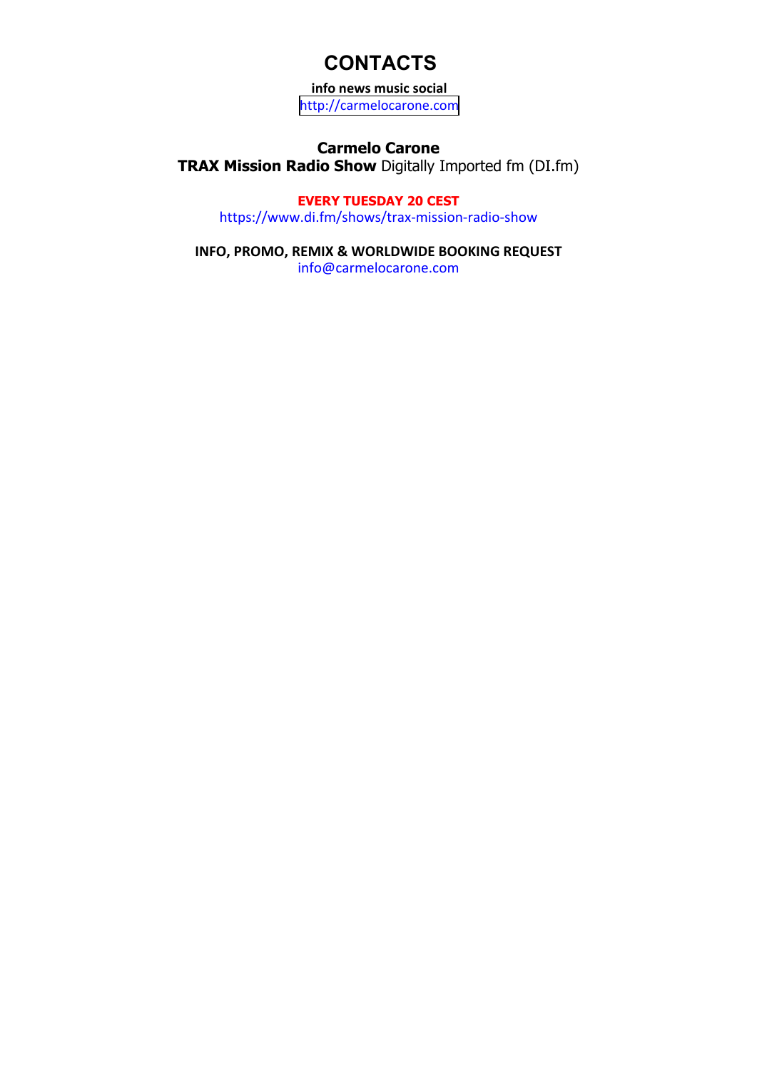# CONTACTS

**info news music social**
http://carmelocarone.com

**Carmelo Carone**
**TRAX Mission Radio Show** Digitally Imported fm (DI.fm)

**EVERY TUESDAY 20 CEST**
https://www.di.fm/shows/trax-mission-radio-show

**INFO, PROMO, REMIX & WORLDWIDE BOOKING REQUEST**
info@carmelocarone.com